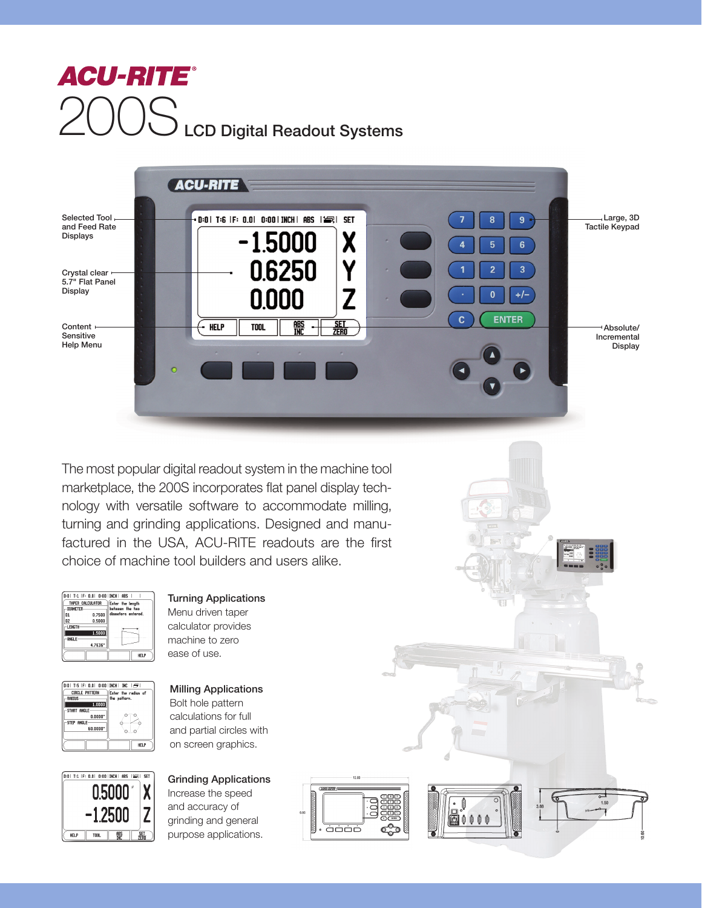# ACU-RITE®

# 200S LCD Digital Readout Systems

Selected Tool and Feed Rate Displays

Crystal clear 5.7" Flat Panel Display

Content Sensitive Help Menu

Large, 3D Tactile Keypad

Absolute/ Incremental Display

The most popular digital readout system in the machine tool marketplace, the 200S incorporates flat panel display technology with versatile software to accommodate milling, turning and grinding applications. Designed and manufactured in the USA, ACU-RITE readouts are the first choice of machine tool builders and users alike.

### Turning Applications

Menu driven taper calculator provides machine to zero ease of use.

### Milling Applications

Bolt hole pattern calculations for full and partial circles with on screen graphics.

### Grinding Applications

Increase the speed and accuracy of grinding and general purpose applications.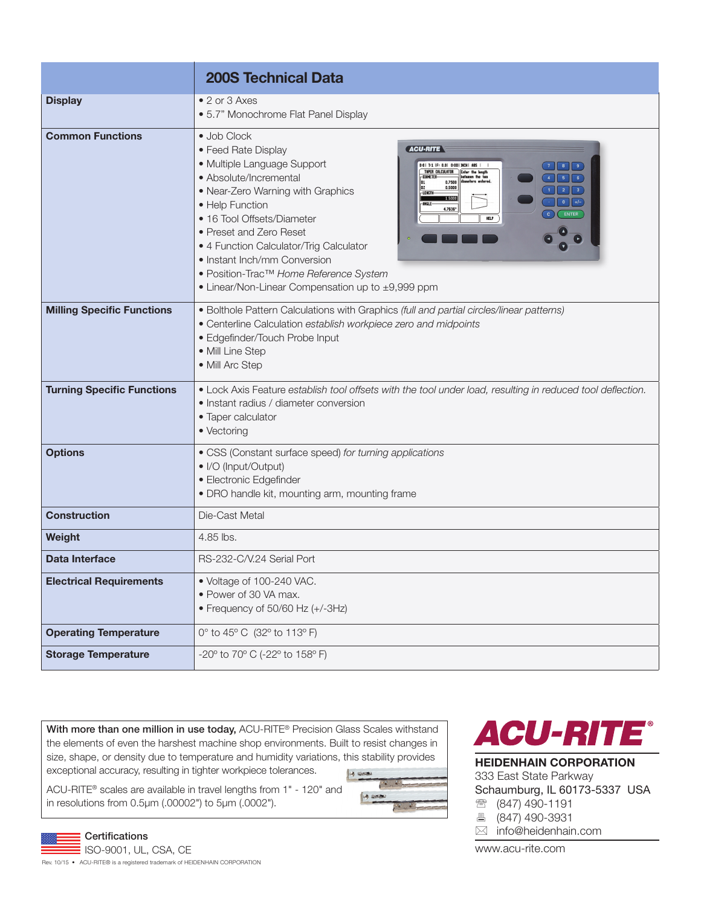| | 200S Technical Data |
|---|---|
| **Display** | • 2 or 3 Axes<br>• 5.7" Monochrome Flat Panel Display |
| **Common Functions** | • Job Clock<br>• Feed Rate Display<br>• Multiple Language Support<br>• Absolute/Incremental<br>• Near-Zero Warning with Graphics<br>• Help Function<br>• 16 Tool Offsets/Diameter<br>• Preset and Zero Reset<br>• 4 Function Calculator/Trig Calculator<br>• Instant Inch/mm Conversion<br>• Position-Trac™ *Home Reference System*<br>• Linear/Non-Linear Compensation up to ±9,999 ppm |
| **Milling Specific Functions** | • Bolthole Pattern Calculations with Graphics *(full and partial circles/linear patterns)*<br>• Centerline Calculation *establish workpiece zero and midpoints*<br>• Edgefinder/Touch Probe Input<br>• Mill Line Step<br>• Mill Arc Step |
| **Turning Specific Functions** | • Lock Axis Feature *establish tool offsets with the tool under load, resulting in reduced tool deflection.*<br>• Instant radius / diameter conversion<br>• Taper calculator<br>• Vectoring |
| **Options** | • CSS (Constant surface speed) *for turning applications*<br>• I/O (Input/Output)<br>• Electronic Edgefinder<br>• DRO handle kit, mounting arm, mounting frame |
| **Construction** | Die-Cast Metal |
| **Weight** | 4.85 lbs. |
| **Data Interface** | RS-232-C/V.24 Serial Port |
| **Electrical Requirements** | • Voltage of 100-240 VAC.<br>• Power of 30 VA max.<br>• Frequency of 50/60 Hz (+/-3Hz) |
| **Operating Temperature** | 0° to 45° C (32° to 113° F) |
| **Storage Temperature** | -20° to 70° C (-22° to 158° F) |

**With more than one million in use today,** ACU-RITE® Precision Glass Scales withstand the elements of even the harshest machine shop environments. Built to resist changes in size, shape, or density due to temperature and humidity variations, this stability provides exceptional accuracy, resulting in tighter workpiece tolerances.

ACU-RITE® scales are available in travel lengths from 1" - 120" and in resolutions from 0.5µm (.00002") to 5µm (.0002").

Certifications
ISO-9001, UL, CSA, CE

**ACU-RITE®**

**HEIDENHAIN CORPORATION**
333 East State Parkway
Schaumburg, IL 60173-5337 USA
(847) 490-1191
(847) 490-3931
info@heidenhain.com

www.acu-rite.com

Rev. 10/15 • ACU-RITE® is a registered trademark of HEIDENHAIN CORPORATION